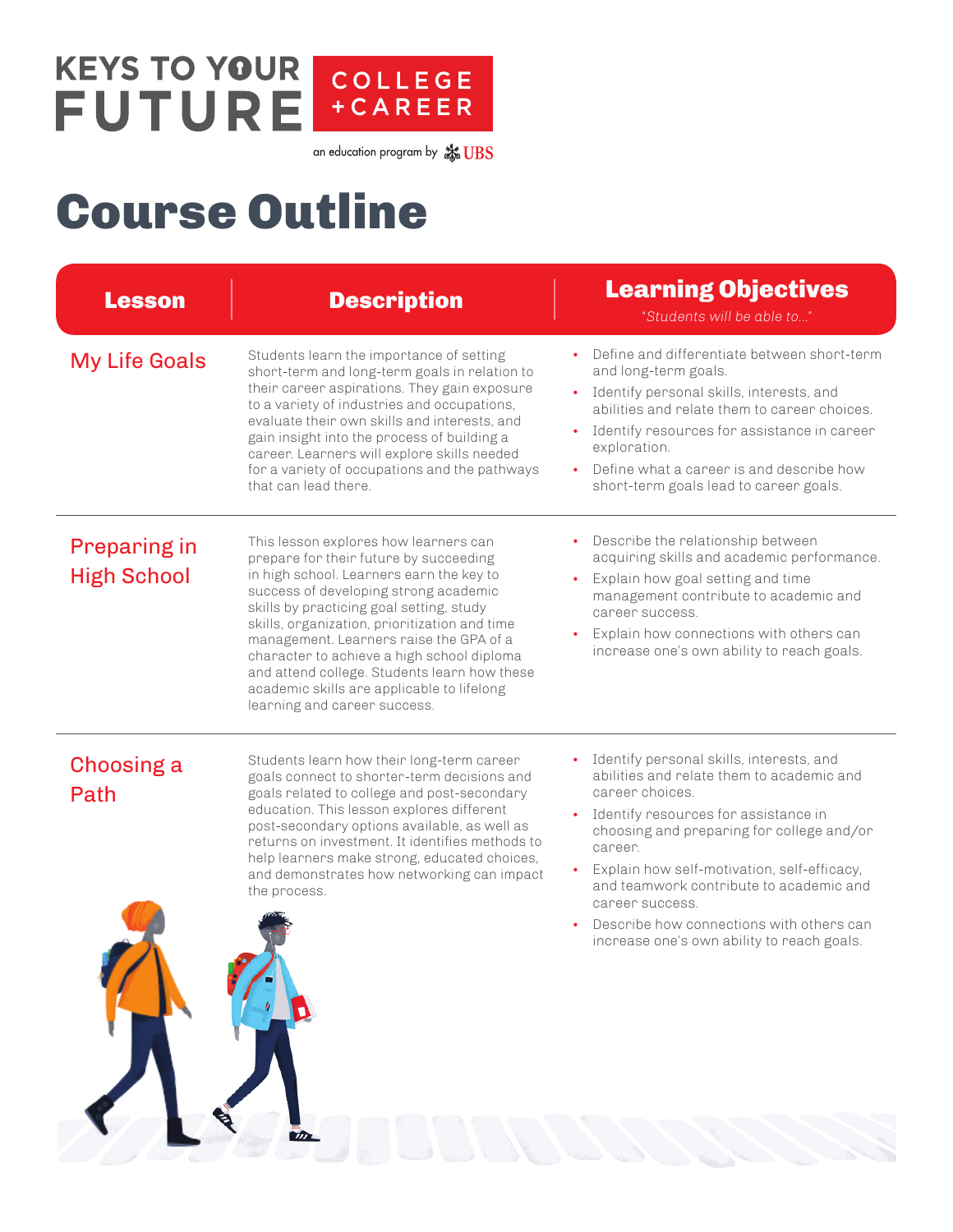KEYS TO YOUR FUTURE COLLEGE + CAREER

an education program by UBS

# Course Outline

| Lesson | Description | Learning Objectives<br>*"Students will be able to..."* |
|---|---|---|
| My Life Goals | Students learn the importance of setting short-term and long-term goals in relation to their career aspirations. They gain exposure to a variety of industries and occupations, evaluate their own skills and interests, and gain insight into the process of building a career. Learners will explore skills needed for a variety of occupations and the pathways that can lead there. | • Define and differentiate between short-term and long-term goals.<br>• Identify personal skills, interests, and abilities and relate them to career choices.<br>• Identify resources for assistance in career exploration.<br>• Define what a career is and describe how short-term goals lead to career goals. |
| Preparing in High School | This lesson explores how learners can prepare for their future by succeeding in high school. Learners earn the key to success of developing strong academic skills by practicing goal setting, study skills, organization, prioritization and time management. Learners raise the GPA of a character to achieve a high school diploma and attend college. Students learn how these academic skills are applicable to lifelong learning and career success. | • Describe the relationship between acquiring skills and academic performance.<br>• Explain how goal setting and time management contribute to academic and career success.<br>• Explain how connections with others can increase one's own ability to reach goals. |
| Choosing a Path | Students learn how their long-term career goals connect to shorter-term decisions and goals related to college and post-secondary education. This lesson explores different post-secondary options available, as well as returns on investment. It identifies methods to help learners make strong, educated choices, and demonstrates how networking can impact the process. | • Identify personal skills, interests, and abilities and relate them to academic and career choices.<br>• Identify resources for assistance in choosing and preparing for college and/or career.<br>• Explain how self-motivation, self-efficacy, and teamwork contribute to academic and career success.<br>• Describe how connections with others can increase one's own ability to reach goals. |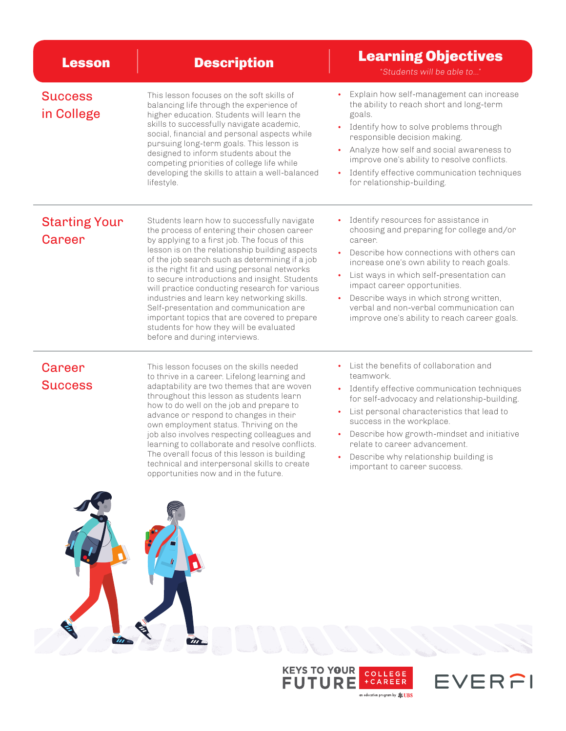| Lesson | Description | Learning Objectives<br>*"Students will be able to..."* |
| --- | --- | --- |
| Success in College | This lesson focuses on the soft skills of balancing life through the experience of higher education. Students will learn the skills to successfully navigate academic, social, financial and personal aspects while pursuing long-term goals. This lesson is designed to inform students about the competing priorities of college life while developing the skills to attain a well-balanced lifestyle. | • Explain how self-management can increase the ability to reach short and long-term goals.<br>• Identify how to solve problems through responsible decision making.<br>• Analyze how self and social awareness to improve one's ability to resolve conflicts.<br>• Identify effective communication techniques for relationship-building. |
| Starting Your Career | Students learn how to successfully navigate the process of entering their chosen career by applying to a first job. The focus of this lesson is on the relationship building aspects of the job search such as determining if a job is the right fit and using personal networks to secure introductions and insight. Students will practice conducting research for various industries and learn key networking skills. Self-presentation and communication are important topics that are covered to prepare students for how they will be evaluated before and during interviews. | • Identify resources for assistance in choosing and preparing for college and/or career.<br>• Describe how connections with others can increase one's own ability to reach goals.<br>• List ways in which self-presentation can impact career opportunities.<br>• Describe ways in which strong written, verbal and non-verbal communication can improve one's ability to reach career goals. |
| Career Success | This lesson focuses on the skills needed to thrive in a career. Lifelong learning and adaptability are two themes that are woven throughout this lesson as students learn how to do well on the job and prepare to advance or respond to changes in their own employment status. Thriving on the job also involves respecting colleagues and learning to collaborate and resolve conflicts. The overall focus of this lesson is building technical and interpersonal skills to create opportunities now and in the future. | • List the benefits of collaboration and teamwork.<br>• Identify effective communication techniques for self-advocacy and relationship-building.<br>• List personal characteristics that lead to success in the workplace.<br>• Describe how growth-mindset and initiative relate to career advancement.<br>• Describe why relationship building is important to career success. |

KEYS TO YOUR FUTURE COLLEGE + CAREER

an education program by UBS

EVERFI